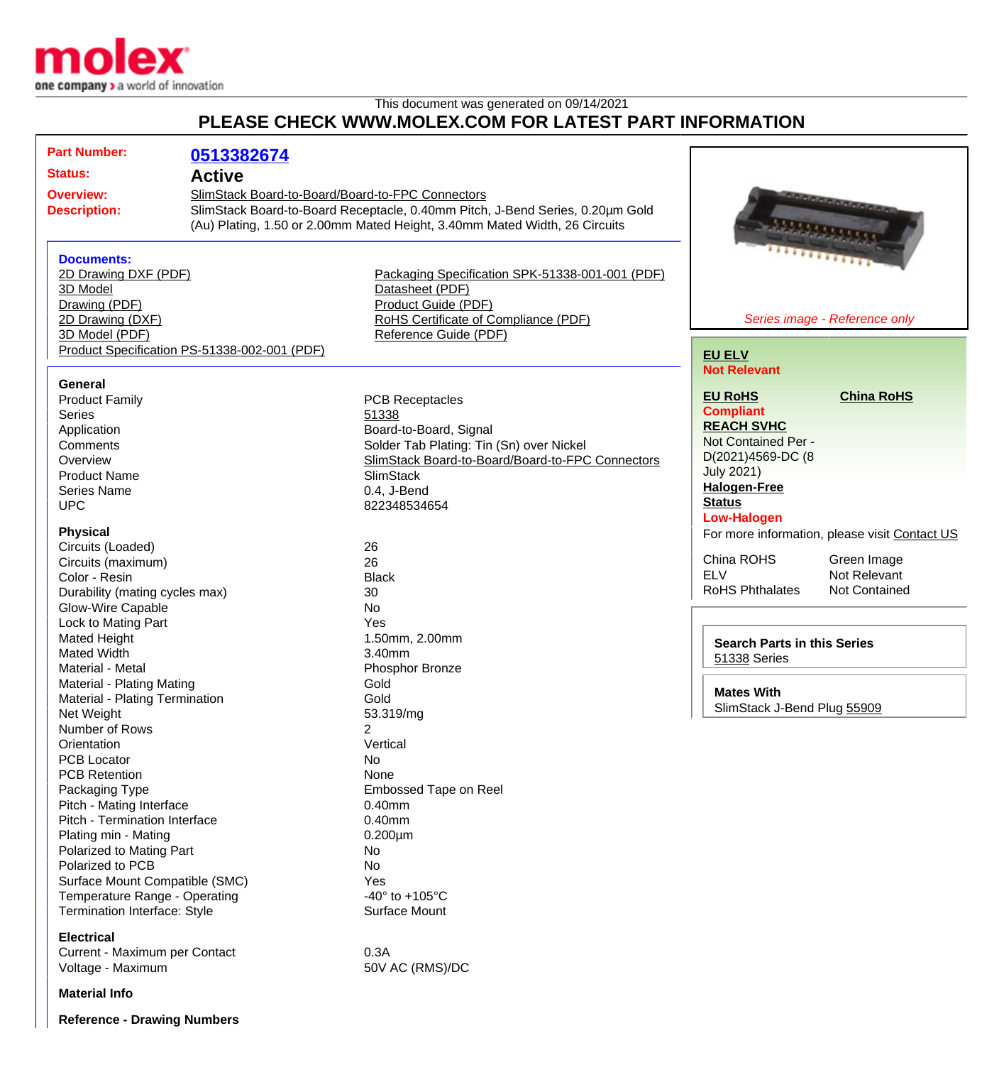This document was generated on 09/14/2021

# PLEASE CHECK WWW.MOLEX.COM FOR LATEST PART INFORMATION

**Part Number:** 0513382674

**Status:** Active

**Overview:** SlimStack Board-to-Board/Board-to-FPC Connectors

**Description:** SlimStack Board-to-Board Receptacle, 0.40mm Pitch, J-Bend Series, 0.20µm Gold (Au) Plating, 1.50 or 2.00mm Mated Height, 3.40mm Mated Width, 26 Circuits

*Series image - Reference only*

### Documents:

- 2D Drawing DXF (PDF)
- 3D Model
- Drawing (PDF)
- 2D Drawing (DXF)
- 3D Model (PDF)
- Product Specification PS-51338-002-001 (PDF)
- Packaging Specification SPK-51338-001-001 (PDF)
- Datasheet (PDF)
- Product Guide (PDF)
- RoHS Certificate of Compliance (PDF)
- Reference Guide (PDF)

**EU ELV**
Not Relevant

**EU RoHS**
Compliant

**China RoHS**

**REACH SVHC**
Not Contained Per - D(2021)4569-DC (8 July 2021)

**Halogen-Free Status**
Low-Halogen

For more information, please visit Contact US

| | |
|---|---|
| China ROHS | Green Image |
| ELV | Not Relevant |
| RoHS Phthalates | Not Contained |

**Search Parts in this Series**
51338 Series

**Mates With**
SlimStack J-Bend Plug 55909

### General

| | |
|---|---|
| Product Family | PCB Receptacles |
| Series | 51338 |
| Application | Board-to-Board, Signal |
| Comments | Solder Tab Plating: Tin (Sn) over Nickel |
| Overview | SlimStack Board-to-Board/Board-to-FPC Connectors |
| Product Name | SlimStack |
| Series Name | 0.4, J-Bend |
| UPC | 822348534654 |

### Physical

| | |
|---|---|
| Circuits (Loaded) | 26 |
| Circuits (maximum) | 26 |
| Color - Resin | Black |
| Durability (mating cycles max) | 30 |
| Glow-Wire Capable | No |
| Lock to Mating Part | Yes |
| Mated Height | 1.50mm, 2.00mm |
| Mated Width | 3.40mm |
| Material - Metal | Phosphor Bronze |
| Material - Plating Mating | Gold |
| Material - Plating Termination | Gold |
| Net Weight | 53.319/mg |
| Number of Rows | 2 |
| Orientation | Vertical |
| PCB Locator | No |
| PCB Retention | None |
| Packaging Type | Embossed Tape on Reel |
| Pitch - Mating Interface | 0.40mm |
| Pitch - Termination Interface | 0.40mm |
| Plating min - Mating | 0.200µm |
| Polarized to Mating Part | No |
| Polarized to PCB | No |
| Surface Mount Compatible (SMC) | Yes |
| Temperature Range - Operating | -40° to +105°C |
| Termination Interface: Style | Surface Mount |

### Electrical

| | |
|---|---|
| Current - Maximum per Contact | 0.3A |
| Voltage - Maximum | 50V AC (RMS)/DC |

### Material Info

### Reference - Drawing Numbers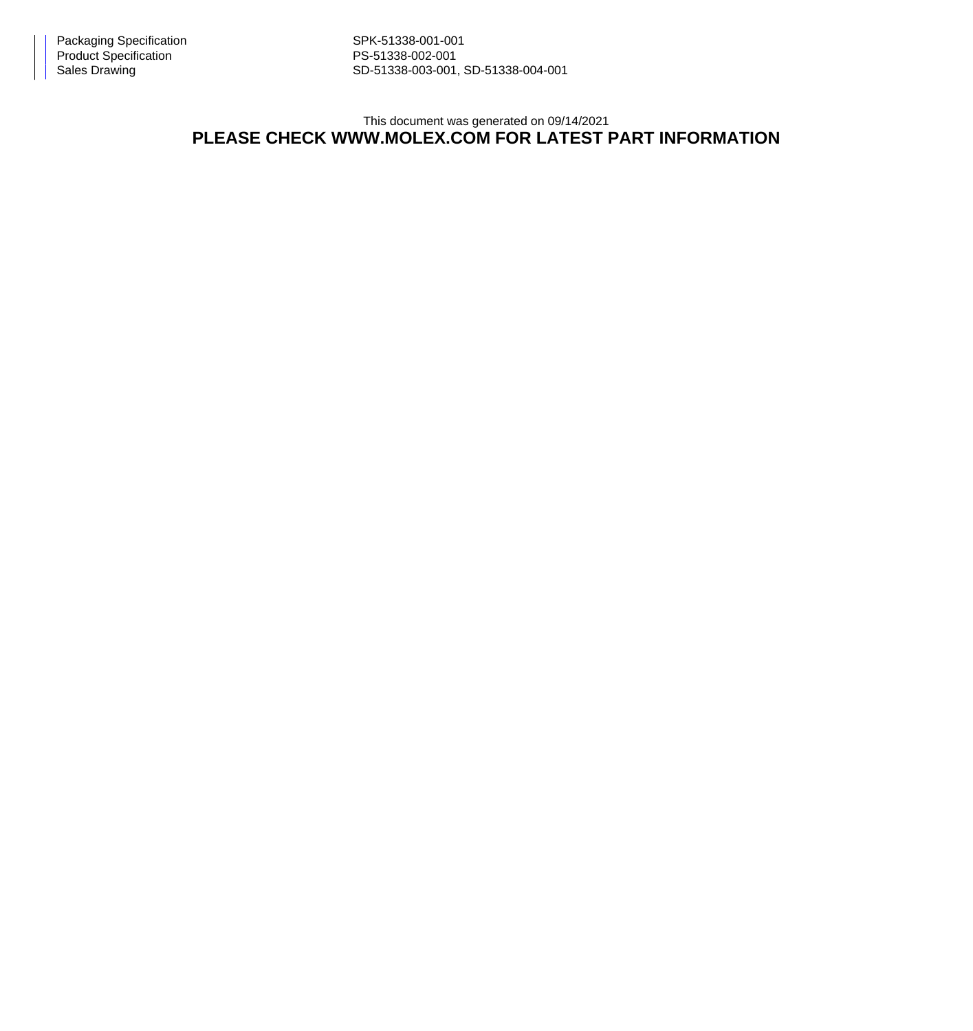| | |
|---|---|
| Packaging Specification | SPK-51338-001-001 |
| Product Specification | PS-51338-002-001 |
| Sales Drawing | SD-51338-003-001, SD-51338-004-001 |

This document was generated on 09/14/2021

**PLEASE CHECK WWW.MOLEX.COM FOR LATEST PART INFORMATION**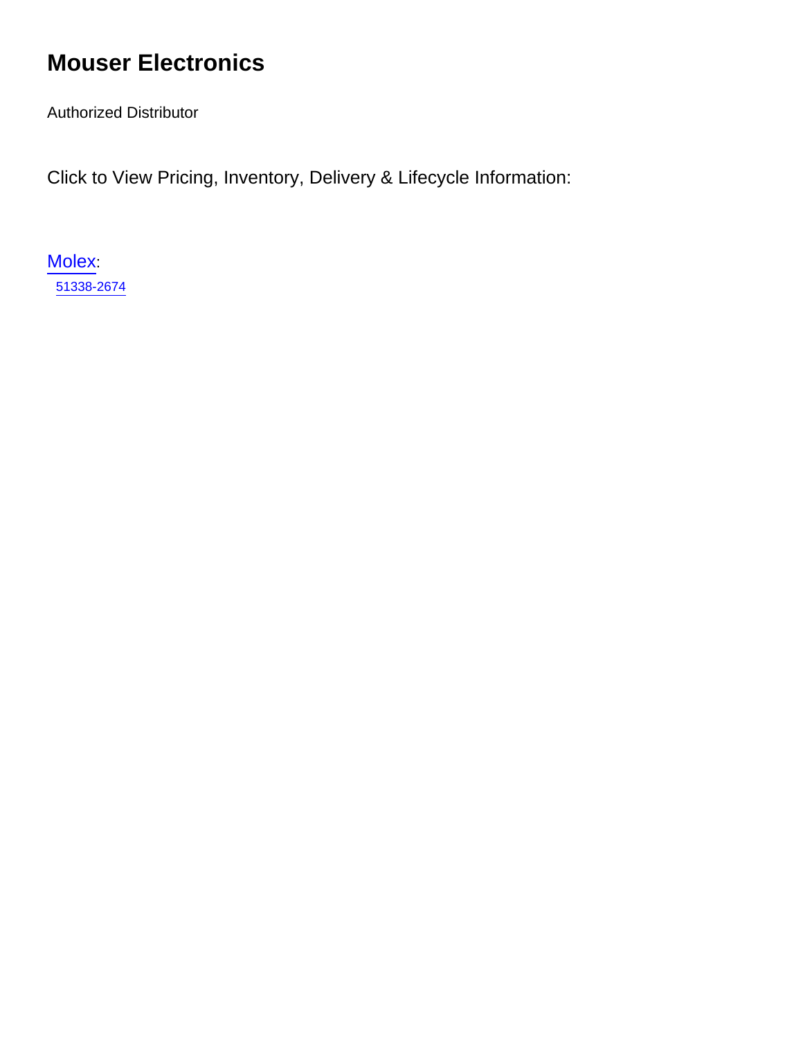# Mouser Electronics

Authorized Distributor

Click to View Pricing, Inventory, Delivery & Lifecycle Information:

Molex:

51338-2674